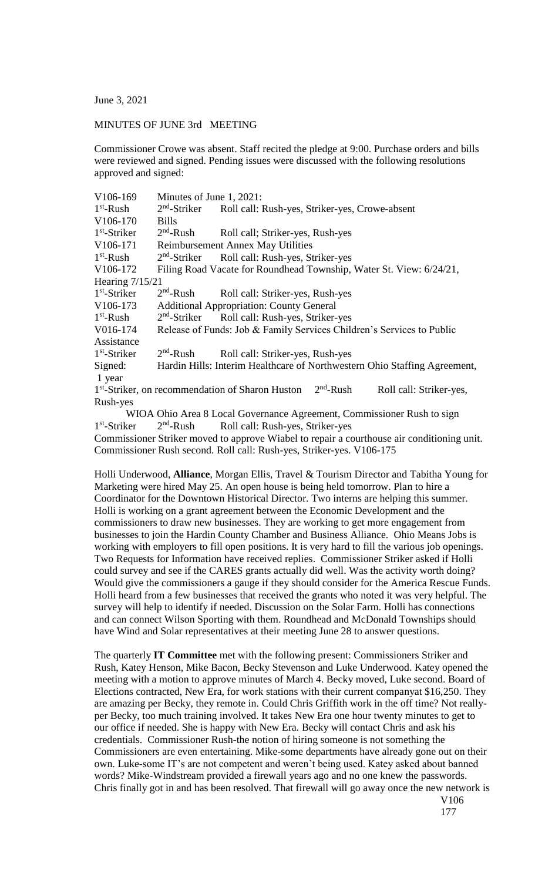June 3, 2021

MINUTES OF JUNE 3rd MEETING

Commissioner Crowe was absent. Staff recited the pledge at 9:00. Purchase orders and bills were reviewed and signed. Pending issues were discussed with the following resolutions approved and signed:

V106-169 Minutes of June 1, 2021:
1st-Rush 2nd-Striker Roll call: Rush-yes, Striker-yes, Crowe-absent
V106-170 Bills
1st-Striker 2nd-Rush Roll call; Striker-yes, Rush-yes
V106-171 Reimbursement Annex May Utilities
1st-Rush 2nd-Striker Roll call: Rush-yes, Striker-yes
V106-172 Filing Road Vacate for Roundhead Township, Water St. View: 6/24/21, Hearing 7/15/21
1st-Striker 2nd-Rush Roll call: Striker-yes, Rush-yes
V106-173 Additional Appropriation: County General
1st-Rush 2nd-Striker Roll call: Rush-yes, Striker-yes
V016-174 Release of Funds: Job & Family Services Children's Services to Public Assistance
1st-Striker 2nd-Rush Roll call: Striker-yes, Rush-yes
Signed: Hardin Hills: Interim Healthcare of Northwestern Ohio Staffing Agreement, 1 year
1st-Striker, on recommendation of Sharon Huston 2nd-Rush Roll call: Striker-yes, Rush-yes
WIOA Ohio Area 8 Local Governance Agreement, Commissioner Rush to sign
1st-Striker 2nd-Rush Roll call: Rush-yes, Striker-yes
Commissioner Striker moved to approve Wiabel to repair a courthouse air conditioning unit. Commissioner Rush second. Roll call: Rush-yes, Striker-yes. V106-175

Holli Underwood, **Alliance**, Morgan Ellis, Travel & Tourism Director and Tabitha Young for Marketing were hired May 25. An open house is being held tomorrow. Plan to hire a Coordinator for the Downtown Historical Director. Two interns are helping this summer. Holli is working on a grant agreement between the Economic Development and the commissioners to draw new businesses. They are working to get more engagement from businesses to join the Hardin County Chamber and Business Alliance. Ohio Means Jobs is working with employers to fill open positions. It is very hard to fill the various job openings. Two Requests for Information have received replies. Commissioner Striker asked if Holli could survey and see if the CARES grants actually did well. Was the activity worth doing? Would give the commissioners a gauge if they should consider for the America Rescue Funds. Holli heard from a few businesses that received the grants who noted it was very helpful. The survey will help to identify if needed. Discussion on the Solar Farm. Holli has connections and can connect Wilson Sporting with them. Roundhead and McDonald Townships should have Wind and Solar representatives at their meeting June 28 to answer questions.

The quarterly **IT Committee** met with the following present: Commissioners Striker and Rush, Katey Henson, Mike Bacon, Becky Stevenson and Luke Underwood. Katey opened the meeting with a motion to approve minutes of March 4. Becky moved, Luke second. Board of Elections contracted, New Era, for work stations with their current companyat $16,250. They are amazing per Becky, they remote in. Could Chris Griffith work in the off time? Not really-per Becky, too much training involved. It takes New Era one hour twenty minutes to get to our office if needed. She is happy with New Era. Becky will contact Chris and ask his credentials. Commissioner Rush-the notion of hiring someone is not something the Commissioners are even entertaining. Mike-some departments have already gone out on their own. Luke-some IT's are not competent and weren't being used. Katey asked about banned words? Mike-Windstream provided a firewall years ago and no one knew the passwords. Chris finally got in and has been resolved. That firewall will go away once the new network is

V106
177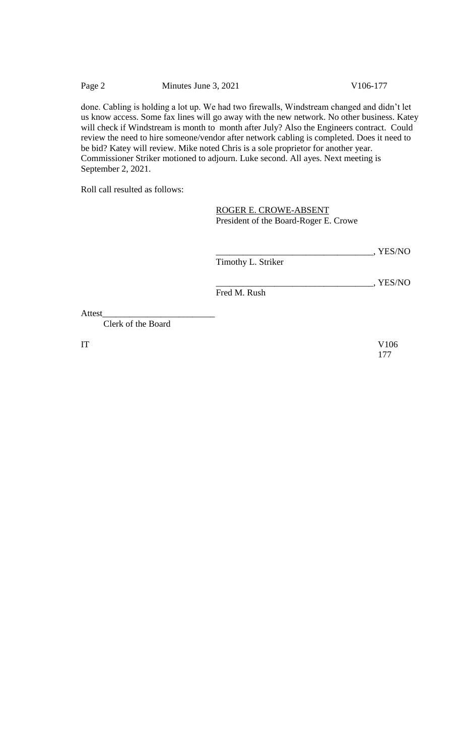done. Cabling is holding a lot up. We had two firewalls, Windstream changed and didn't let us know access. Some fax lines will go away with the new network. No other business. Katey will check if Windstream is month to month after July? Also the Engineers contract. Could review the need to hire someone/vendor after network cabling is completed. Does it need to be bid? Katey will review. Mike noted Chris is a sole proprietor for another year. Commissioner Striker motioned to adjourn. Luke second. All ayes. Next meeting is September 2, 2021.

Roll call resulted as follows:

ROGER E. CROWE-ABSENT
President of the Board-Roger E. Crowe

__________________________________, YES/NO
Timothy L. Striker

__________________________________, YES/NO
Fred M. Rush

Attest________________________
Clerk of the Board

IT

V106
177